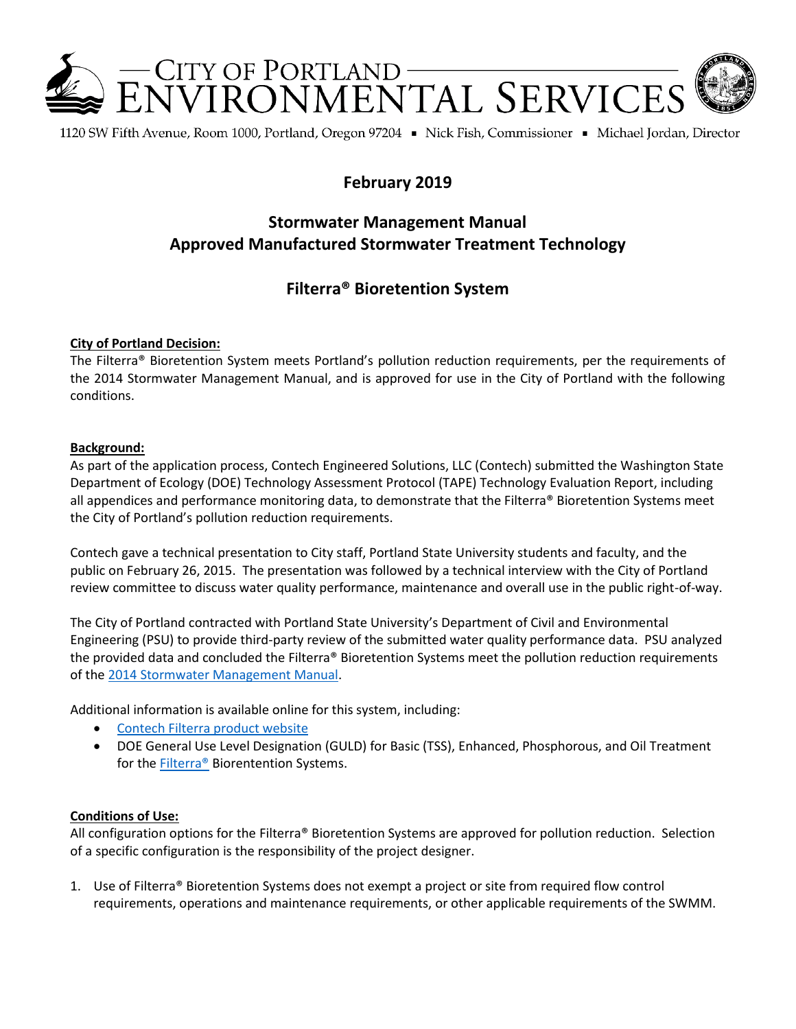# CITY OF PORTLAND ENVIRONMENTAL SERVICES

1120 SW Fifth Avenue, Room 1000, Portland, Oregon 97204 ▪ Nick Fish, Commissioner ▪ Michael Jordan, Director

## February 2019

## Stormwater Management Manual
## Approved Manufactured Stormwater Treatment Technology

## Filterra® Bioretention System

**City of Portland Decision:**

The Filterra® Bioretention System meets Portland's pollution reduction requirements, per the requirements of the 2014 Stormwater Management Manual, and is approved for use in the City of Portland with the following conditions.

**Background:**

As part of the application process, Contech Engineered Solutions, LLC (Contech) submitted the Washington State Department of Ecology (DOE) Technology Assessment Protocol (TAPE) Technology Evaluation Report, including all appendices and performance monitoring data, to demonstrate that the Filterra® Bioretention Systems meet the City of Portland's pollution reduction requirements.

Contech gave a technical presentation to City staff, Portland State University students and faculty, and the public on February 26, 2015. The presentation was followed by a technical interview with the City of Portland review committee to discuss water quality performance, maintenance and overall use in the public right-of-way.

The City of Portland contracted with Portland State University's Department of Civil and Environmental Engineering (PSU) to provide third-party review of the submitted water quality performance data. PSU analyzed the provided data and concluded the Filterra® Bioretention Systems meet the pollution reduction requirements of the 2014 Stormwater Management Manual.

Additional information is available online for this system, including:

- Contech Filterra product website
- DOE General Use Level Designation (GULD) for Basic (TSS), Enhanced, Phosphorous, and Oil Treatment for the Filterra® Biorentention Systems.

**Conditions of Use:**

All configuration options for the Filterra® Bioretention Systems are approved for pollution reduction. Selection of a specific configuration is the responsibility of the project designer.

1. Use of Filterra® Bioretention Systems does not exempt a project or site from required flow control requirements, operations and maintenance requirements, or other applicable requirements of the SWMM.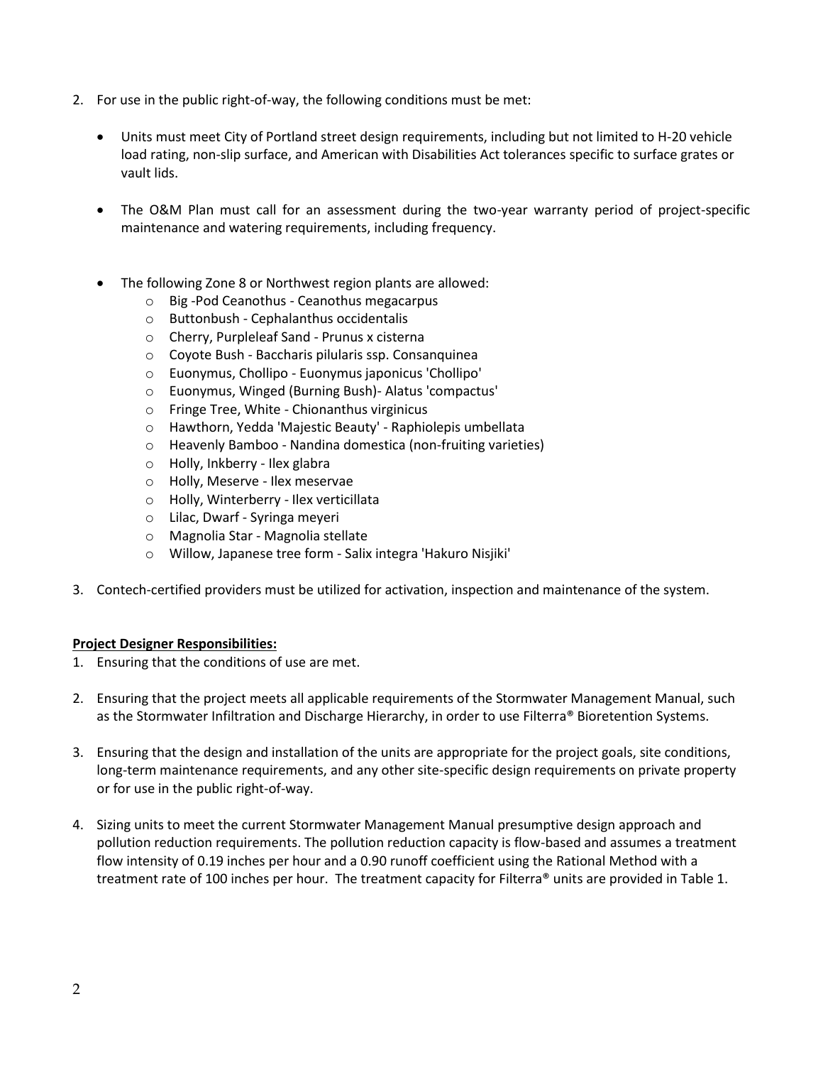2. For use in the public right-of-way, the following conditions must be met:

   - Units must meet City of Portland street design requirements, including but not limited to H-20 vehicle load rating, non-slip surface, and American with Disabilities Act tolerances specific to surface grates or vault lids.

   - The O&M Plan must call for an assessment during the two-year warranty period of project-specific maintenance and watering requirements, including frequency.

   - The following Zone 8 or Northwest region plants are allowed:
     - Big -Pod Ceanothus - Ceanothus megacarpus
     - Buttonbush - Cephalanthus occidentalis
     - Cherry, Purpleleaf Sand - Prunus x cisterna
     - Coyote Bush - Baccharis pilularis ssp. Consanquinea
     - Euonymus, Chollipo - Euonymus japonicus 'Chollipo'
     - Euonymus, Winged (Burning Bush)- Alatus 'compactus'
     - Fringe Tree, White - Chionanthus virginicus
     - Hawthorn, Yedda 'Majestic Beauty' - Raphiolepis umbellata
     - Heavenly Bamboo - Nandina domestica (non-fruiting varieties)
     - Holly, Inkberry - Ilex glabra
     - Holly, Meserve - Ilex meservae
     - Holly, Winterberry - Ilex verticillata
     - Lilac, Dwarf - Syringa meyeri
     - Magnolia Star - Magnolia stellate
     - Willow, Japanese tree form - Salix integra 'Hakuro Nisjiki'

3. Contech-certified providers must be utilized for activation, inspection and maintenance of the system.

**Project Designer Responsibilities:**

1. Ensuring that the conditions of use are met.

2. Ensuring that the project meets all applicable requirements of the Stormwater Management Manual, such as the Stormwater Infiltration and Discharge Hierarchy, in order to use Filterra® Bioretention Systems.

3. Ensuring that the design and installation of the units are appropriate for the project goals, site conditions, long-term maintenance requirements, and any other site-specific design requirements on private property or for use in the public right-of-way.

4. Sizing units to meet the current Stormwater Management Manual presumptive design approach and pollution reduction requirements. The pollution reduction capacity is flow-based and assumes a treatment flow intensity of 0.19 inches per hour and a 0.90 runoff coefficient using the Rational Method with a treatment rate of 100 inches per hour. The treatment capacity for Filterra® units are provided in Table 1.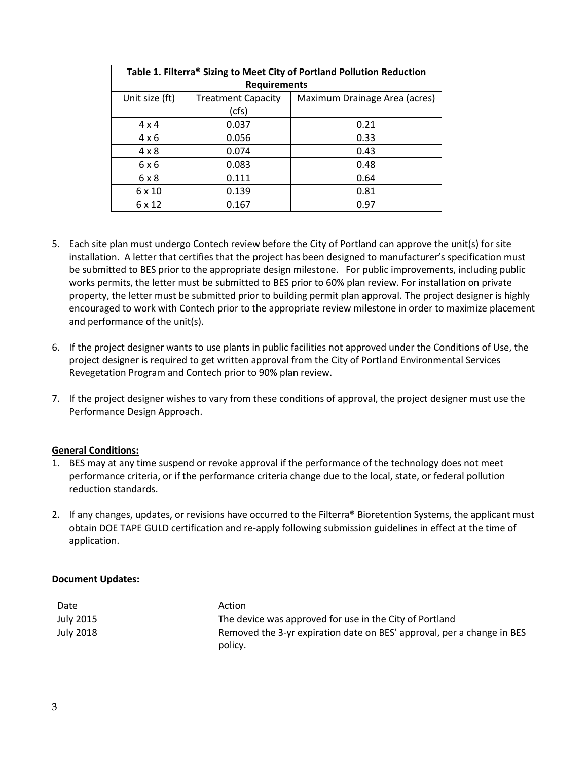| Table 1. Filterra® Sizing to Meet City of Portland Pollution Reduction Requirements | | |
|---|---|---|
| Unit size (ft) | Treatment Capacity (cfs) | Maximum Drainage Area (acres) |
| 4 x 4 | 0.037 | 0.21 |
| 4 x 6 | 0.056 | 0.33 |
| 4 x 8 | 0.074 | 0.43 |
| 6 x 6 | 0.083 | 0.48 |
| 6 x 8 | 0.111 | 0.64 |
| 6 x 10 | 0.139 | 0.81 |
| 6 x 12 | 0.167 | 0.97 |

5. Each site plan must undergo Contech review before the City of Portland can approve the unit(s) for site installation. A letter that certifies that the project has been designed to manufacturer's specification must be submitted to BES prior to the appropriate design milestone. For public improvements, including public works permits, the letter must be submitted to BES prior to 60% plan review. For installation on private property, the letter must be submitted prior to building permit plan approval. The project designer is highly encouraged to work with Contech prior to the appropriate review milestone in order to maximize placement and performance of the unit(s).

6. If the project designer wants to use plants in public facilities not approved under the Conditions of Use, the project designer is required to get written approval from the City of Portland Environmental Services Revegetation Program and Contech prior to 90% plan review.

7. If the project designer wishes to vary from these conditions of approval, the project designer must use the Performance Design Approach.

**General Conditions:**

1. BES may at any time suspend or revoke approval if the performance of the technology does not meet performance criteria, or if the performance criteria change due to the local, state, or federal pollution reduction standards.

2. If any changes, updates, or revisions have occurred to the Filterra® Bioretention Systems, the applicant must obtain DOE TAPE GULD certification and re-apply following submission guidelines in effect at the time of application.

**Document Updates:**

| Date | Action |
|---|---|
| July 2015 | The device was approved for use in the City of Portland |
| July 2018 | Removed the 3-yr expiration date on BES' approval, per a change in BES policy. |